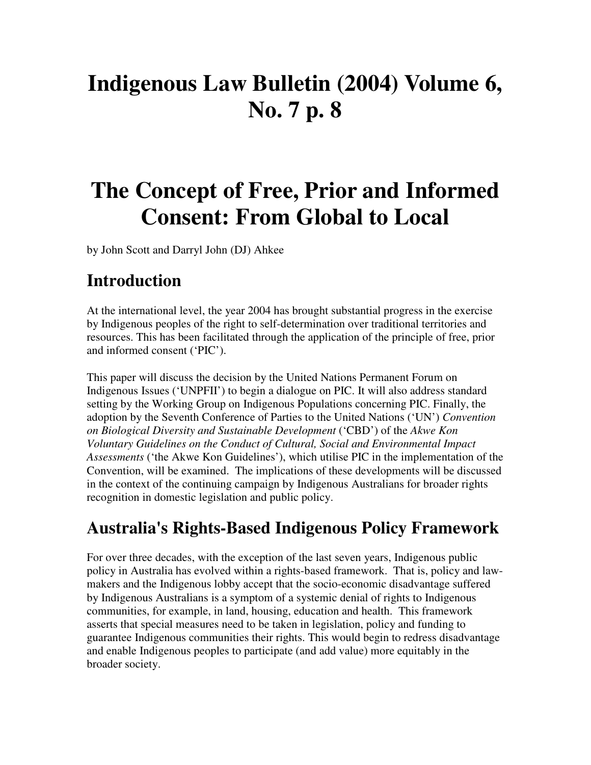# Indigenous Law Bulletin (2004) Volume 6, No. 7 p. 8

# The Concept of Free, Prior and Informed Consent: From Global to Local

by John Scott and Darryl John (DJ) Ahkee

## Introduction

At the international level, the year 2004 has brought substantial progress in the exercise by Indigenous peoples of the right to self-determination over traditional territories and resources. This has been facilitated through the application of the principle of free, prior and informed consent ('PIC').

This paper will discuss the decision by the United Nations Permanent Forum on Indigenous Issues ('UNPFII') to begin a dialogue on PIC. It will also address standard setting by the Working Group on Indigenous Populations concerning PIC. Finally, the adoption by the Seventh Conference of Parties to the United Nations ('UN') *Convention on Biological Diversity and Sustainable Development* ('CBD') of the *Akwe Kon Voluntary Guidelines on the Conduct of Cultural, Social and Environmental Impact Assessments* ('the Akwe Kon Guidelines'), which utilise PIC in the implementation of the Convention, will be examined. The implications of these developments will be discussed in the context of the continuing campaign by Indigenous Australians for broader rights recognition in domestic legislation and public policy.

## Australia's Rights-Based Indigenous Policy Framework

For over three decades, with the exception of the last seven years, Indigenous public policy in Australia has evolved within a rights-based framework. That is, policy and law-makers and the Indigenous lobby accept that the socio-economic disadvantage suffered by Indigenous Australians is a symptom of a systemic denial of rights to Indigenous communities, for example, in land, housing, education and health. This framework asserts that special measures need to be taken in legislation, policy and funding to guarantee Indigenous communities their rights. This would begin to redress disadvantage and enable Indigenous peoples to participate (and add value) more equitably in the broader society.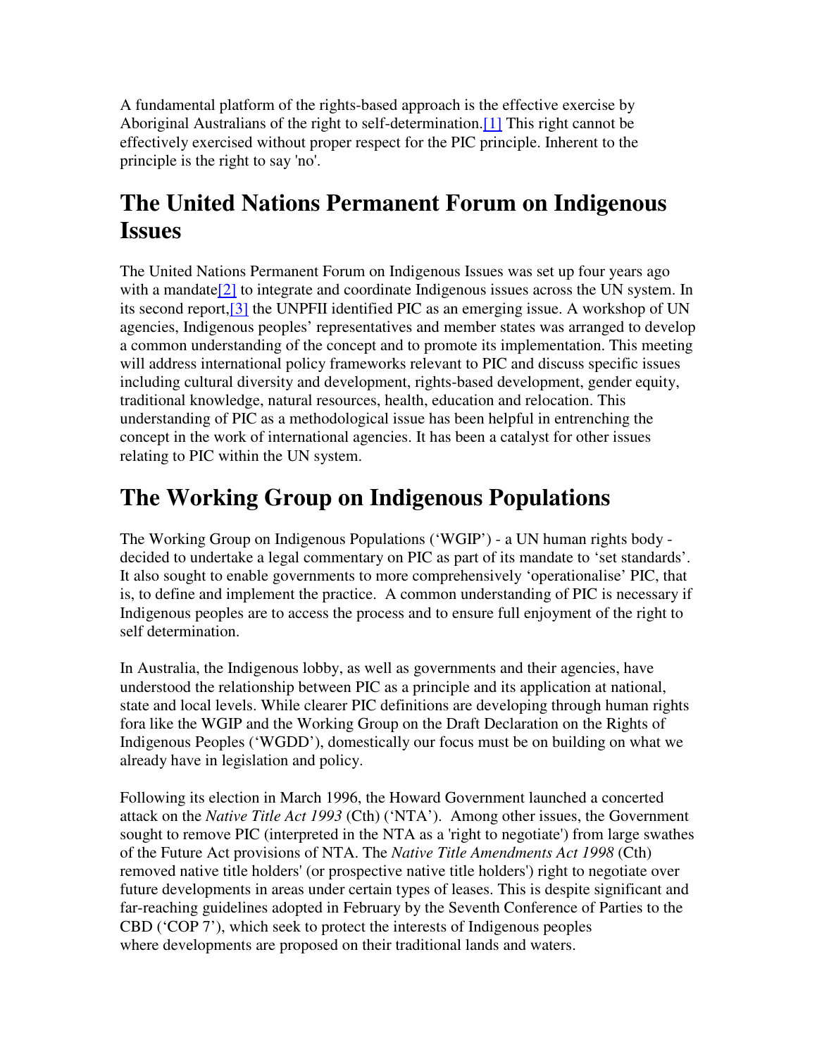A fundamental platform of the rights-based approach is the effective exercise by Aboriginal Australians of the right to self-determination.[1] This right cannot be effectively exercised without proper respect for the PIC principle. Inherent to the principle is the right to say 'no'.

## The United Nations Permanent Forum on Indigenous Issues

The United Nations Permanent Forum on Indigenous Issues was set up four years ago with a mandate[2] to integrate and coordinate Indigenous issues across the UN system. In its second report,[3] the UNPFII identified PIC as an emerging issue. A workshop of UN agencies, Indigenous peoples' representatives and member states was arranged to develop a common understanding of the concept and to promote its implementation. This meeting will address international policy frameworks relevant to PIC and discuss specific issues including cultural diversity and development, rights-based development, gender equity, traditional knowledge, natural resources, health, education and relocation. This understanding of PIC as a methodological issue has been helpful in entrenching the concept in the work of international agencies. It has been a catalyst for other issues relating to PIC within the UN system.

## The Working Group on Indigenous Populations

The Working Group on Indigenous Populations ('WGIP') - a UN human rights body - decided to undertake a legal commentary on PIC as part of its mandate to 'set standards'. It also sought to enable governments to more comprehensively 'operationalise' PIC, that is, to define and implement the practice. A common understanding of PIC is necessary if Indigenous peoples are to access the process and to ensure full enjoyment of the right to self determination.

In Australia, the Indigenous lobby, as well as governments and their agencies, have understood the relationship between PIC as a principle and its application at national, state and local levels. While clearer PIC definitions are developing through human rights fora like the WGIP and the Working Group on the Draft Declaration on the Rights of Indigenous Peoples ('WGDD'), domestically our focus must be on building on what we already have in legislation and policy.

Following its election in March 1996, the Howard Government launched a concerted attack on the *Native Title Act 1993* (Cth) ('NTA'). Among other issues, the Government sought to remove PIC (interpreted in the NTA as a 'right to negotiate') from large swathes of the Future Act provisions of NTA. The *Native Title Amendments Act 1998* (Cth) removed native title holders' (or prospective native title holders') right to negotiate over future developments in areas under certain types of leases. This is despite significant and far-reaching guidelines adopted in February by the Seventh Conference of Parties to the CBD ('COP 7'), which seek to protect the interests of Indigenous peoples where developments are proposed on their traditional lands and waters.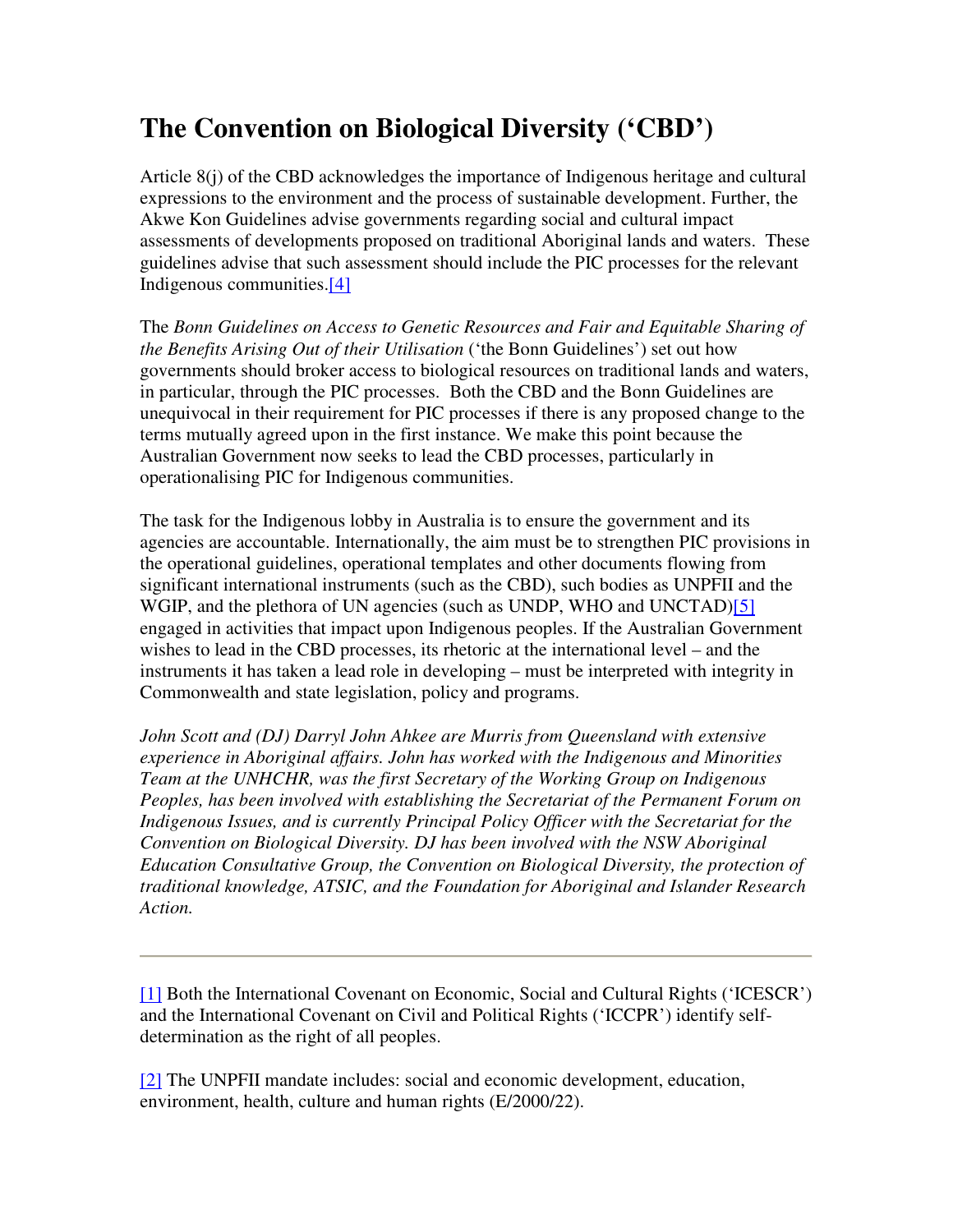# The Convention on Biological Diversity ('CBD')

Article 8(j) of the CBD acknowledges the importance of Indigenous heritage and cultural expressions to the environment and the process of sustainable development. Further, the Akwe Kon Guidelines advise governments regarding social and cultural impact assessments of developments proposed on traditional Aboriginal lands and waters. These guidelines advise that such assessment should include the PIC processes for the relevant Indigenous communities.[4]

The *Bonn Guidelines on Access to Genetic Resources and Fair and Equitable Sharing of the Benefits Arising Out of their Utilisation* ('the Bonn Guidelines') set out how governments should broker access to biological resources on traditional lands and waters, in particular, through the PIC processes. Both the CBD and the Bonn Guidelines are unequivocal in their requirement for PIC processes if there is any proposed change to the terms mutually agreed upon in the first instance. We make this point because the Australian Government now seeks to lead the CBD processes, particularly in operationalising PIC for Indigenous communities.

The task for the Indigenous lobby in Australia is to ensure the government and its agencies are accountable. Internationally, the aim must be to strengthen PIC provisions in the operational guidelines, operational templates and other documents flowing from significant international instruments (such as the CBD), such bodies as UNPFII and the WGIP, and the plethora of UN agencies (such as UNDP, WHO and UNCTAD)[5] engaged in activities that impact upon Indigenous peoples. If the Australian Government wishes to lead in the CBD processes, its rhetoric at the international level – and the instruments it has taken a lead role in developing – must be interpreted with integrity in Commonwealth and state legislation, policy and programs.

*John Scott and (DJ) Darryl John Ahkee are Murris from Queensland with extensive experience in Aboriginal affairs. John has worked with the Indigenous and Minorities Team at the UNHCHR, was the first Secretary of the Working Group on Indigenous Peoples, has been involved with establishing the Secretariat of the Permanent Forum on Indigenous Issues, and is currently Principal Policy Officer with the Secretariat for the Convention on Biological Diversity. DJ has been involved with the NSW Aboriginal Education Consultative Group, the Convention on Biological Diversity, the protection of traditional knowledge, ATSIC, and the Foundation for Aboriginal and Islander Research Action.*

---

[1] Both the International Covenant on Economic, Social and Cultural Rights ('ICESCR') and the International Covenant on Civil and Political Rights ('ICCPR') identify self-determination as the right of all peoples.

[2] The UNPFII mandate includes: social and economic development, education, environment, health, culture and human rights (E/2000/22).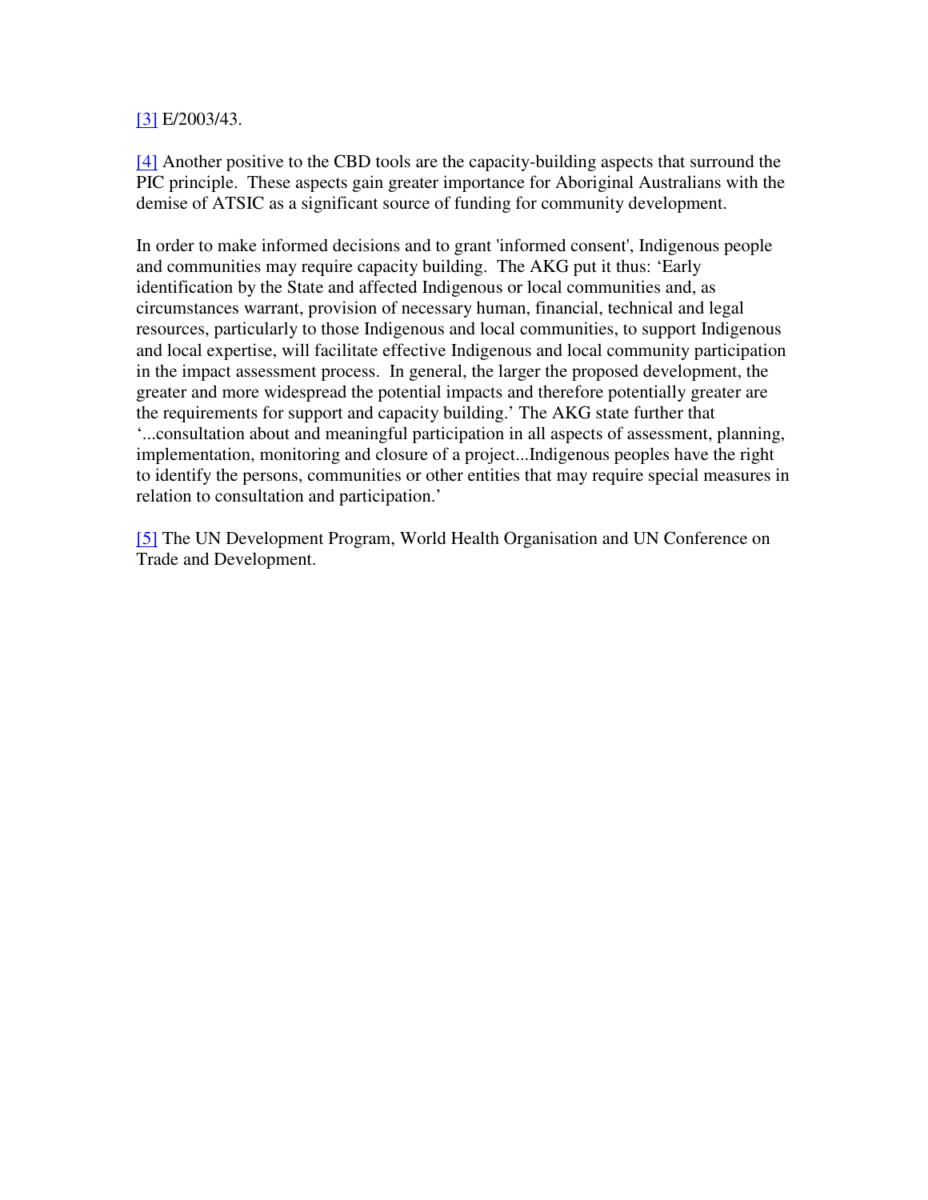[3] E/2003/43.

[4] Another positive to the CBD tools are the capacity-building aspects that surround the PIC principle. These aspects gain greater importance for Aboriginal Australians with the demise of ATSIC as a significant source of funding for community development.

In order to make informed decisions and to grant 'informed consent', Indigenous people and communities may require capacity building. The AKG put it thus: 'Early identification by the State and affected Indigenous or local communities and, as circumstances warrant, provision of necessary human, financial, technical and legal resources, particularly to those Indigenous and local communities, to support Indigenous and local expertise, will facilitate effective Indigenous and local community participation in the impact assessment process. In general, the larger the proposed development, the greater and more widespread the potential impacts and therefore potentially greater are the requirements for support and capacity building.' The AKG state further that '...consultation about and meaningful participation in all aspects of assessment, planning, implementation, monitoring and closure of a project...Indigenous peoples have the right to identify the persons, communities or other entities that may require special measures in relation to consultation and participation.'

[5] The UN Development Program, World Health Organisation and UN Conference on Trade and Development.